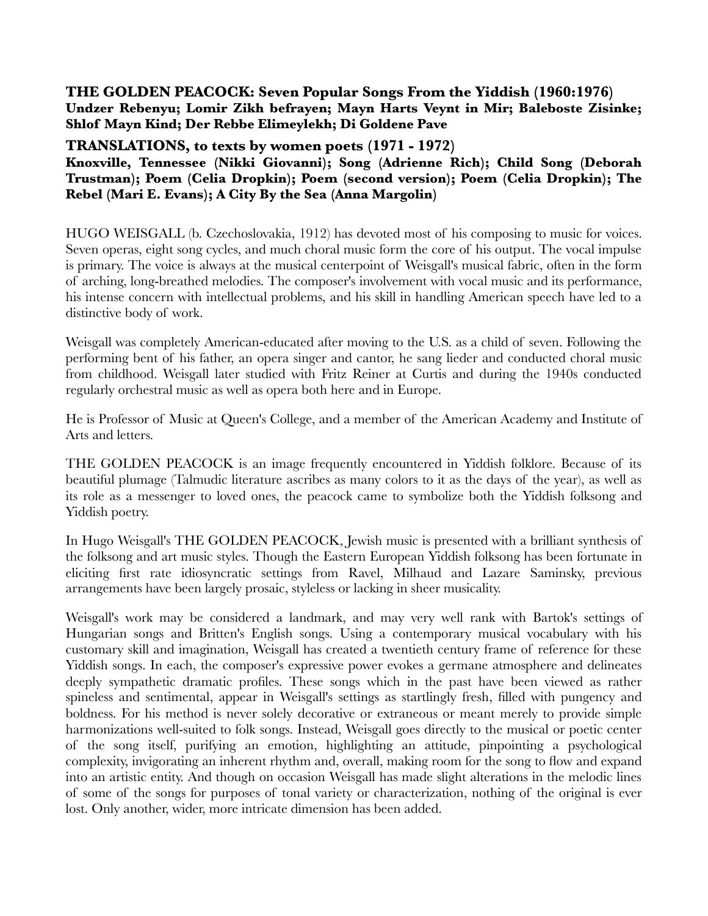**THE GOLDEN PEACOCK: Seven Popular Songs From the Yiddish (1960:1976)**
**Undzer Rebenyu; Lomir Zikh befrayen; Mayn Harts Veynt in Mir; Baleboste Zisinke; Shlof Mayn Kind; Der Rebbe Elimeylekh; Di Goldene Pave**

**TRANSLATIONS, to texts by women poets (1971 - 1972)**
**Knoxville, Tennessee (Nikki Giovanni); Song (Adrienne Rich); Child Song (Deborah Trustman); Poem (Celia Dropkin); Poem (second version); Poem (Celia Dropkin); The Rebel (Mari E. Evans); A City By the Sea (Anna Margolin)**

HUGO WEISGALL (b. Czechoslovakia, 1912) has devoted most of his composing to music for voices. Seven operas, eight song cycles, and much choral music form the core of his output. The vocal impulse is primary. The voice is always at the musical centerpoint of Weisgall's musical fabric, often in the form of arching, long-breathed melodies. The composer's involvement with vocal music and its performance, his intense concern with intellectual problems, and his skill in handling American speech have led to a distinctive body of work.

Weisgall was completely American-educated after moving to the U.S. as a child of seven. Following the performing bent of his father, an opera singer and cantor, he sang lieder and conducted choral music from childhood. Weisgall later studied with Fritz Reiner at Curtis and during the 1940s conducted regularly orchestral music as well as opera both here and in Europe.

He is Professor of Music at Queen's College, and a member of the American Academy and Institute of Arts and letters.

THE GOLDEN PEACOCK is an image frequently encountered in Yiddish folklore. Because of its beautiful plumage (Talmudic literature ascribes as many colors to it as the days of the year), as well as its role as a messenger to loved ones, the peacock came to symbolize both the Yiddish folksong and Yiddish poetry.

In Hugo Weisgall's THE GOLDEN PEACOCK, Jewish music is presented with a brilliant synthesis of the folksong and art music styles. Though the Eastern European Yiddish folksong has been fortunate in eliciting first rate idiosyncratic settings from Ravel, Milhaud and Lazare Saminsky, previous arrangements have been largely prosaic, styleless or lacking in sheer musicality.

Weisgall's work may be considered a landmark, and may very well rank with Bartok's settings of Hungarian songs and Britten's English songs. Using a contemporary musical vocabulary with his customary skill and imagination, Weisgall has created a twentieth century frame of reference for these Yiddish songs. In each, the composer's expressive power evokes a germane atmosphere and delineates deeply sympathetic dramatic profiles. These songs which in the past have been viewed as rather spineless and sentimental, appear in Weisgall's settings as startlingly fresh, filled with pungency and boldness. For his method is never solely decorative or extraneous or meant merely to provide simple harmonizations well-suited to folk songs. Instead, Weisgall goes directly to the musical or poetic center of the song itself, purifying an emotion, highlighting an attitude, pinpointing a psychological complexity, invigorating an inherent rhythm and, overall, making room for the song to flow and expand into an artistic entity. And though on occasion Weisgall has made slight alterations in the melodic lines of some of the songs for purposes of tonal variety or characterization, nothing of the original is ever lost. Only another, wider, more intricate dimension has been added.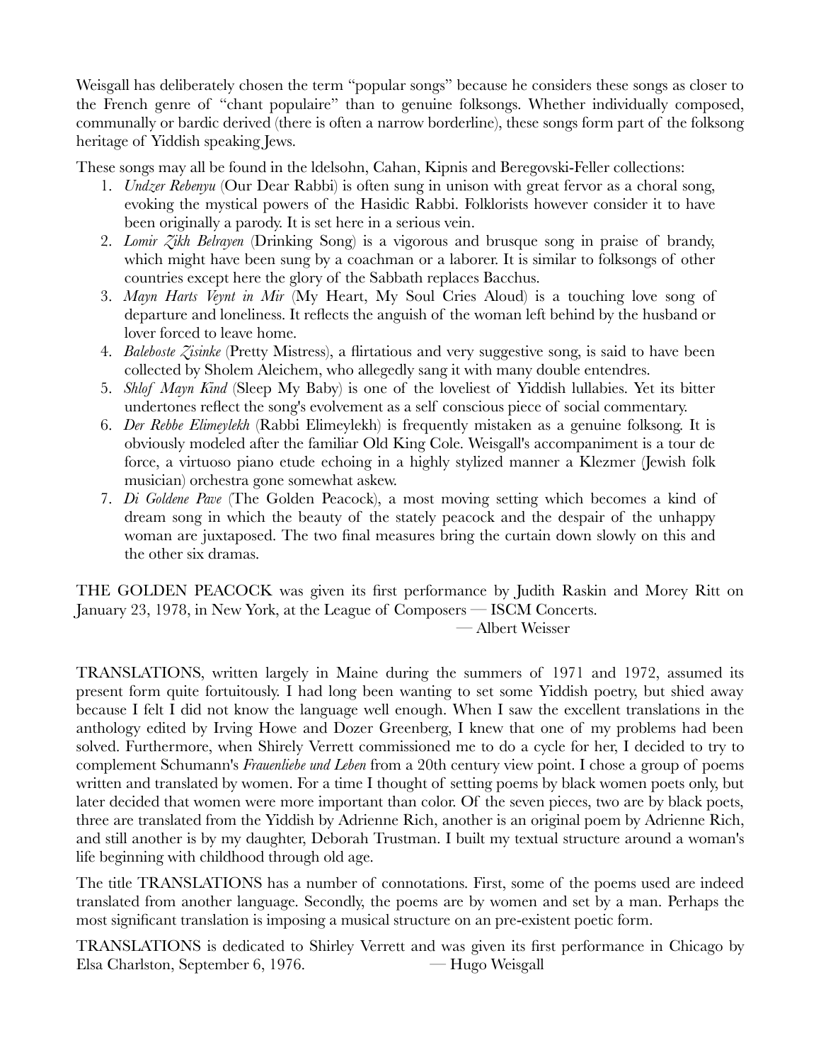Weisgall has deliberately chosen the term "popular songs" because he considers these songs as closer to the French genre of "chant populaire" than to genuine folksongs. Whether individually composed, communally or bardic derived (there is often a narrow borderline), these songs form part of the folksong heritage of Yiddish speaking Jews.

These songs may all be found in the ldelsohn, Cahan, Kipnis and Beregovski-Feller collections:

1. *Undzer Rebenyu* (Our Dear Rabbi) is often sung in unison with great fervor as a choral song, evoking the mystical powers of the Hasidic Rabbi. Folklorists however consider it to have been originally a parody. It is set here in a serious vein.
2. *Lomir Zikh Belrayen* (Drinking Song) is a vigorous and brusque song in praise of brandy, which might have been sung by a coachman or a laborer. It is similar to folksongs of other countries except here the glory of the Sabbath replaces Bacchus.
3. *Mayn Harts Veynt in Mir* (My Heart, My Soul Cries Aloud) is a touching love song of departure and loneliness. It reflects the anguish of the woman left behind by the husband or lover forced to leave home.
4. *Baleboste Zisinke* (Pretty Mistress), a flirtatious and very suggestive song, is said to have been collected by Sholem Aleichem, who allegedly sang it with many double entendres.
5. *Shlof Mayn Kind* (Sleep My Baby) is one of the loveliest of Yiddish lullabies. Yet its bitter undertones reflect the song's evolvement as a self conscious piece of social commentary.
6. *Der Rebbe Elimeylekh* (Rabbi Elimeylekh) is frequently mistaken as a genuine folksong. It is obviously modeled after the familiar Old King Cole. Weisgall's accompaniment is a tour de force, a virtuoso piano etude echoing in a highly stylized manner a Klezmer (Jewish folk musician) orchestra gone somewhat askew.
7. *Di Goldene Pave* (The Golden Peacock), a most moving setting which becomes a kind of dream song in which the beauty of the stately peacock and the despair of the unhappy woman are juxtaposed. The two final measures bring the curtain down slowly on this and the other six dramas.

THE GOLDEN PEACOCK was given its first performance by Judith Raskin and Morey Ritt on January 23, 1978, in New York, at the League of Composers — ISCM Concerts.

— Albert Weisser

TRANSLATIONS, written largely in Maine during the summers of 1971 and 1972, assumed its present form quite fortuitously. I had long been wanting to set some Yiddish poetry, but shied away because I felt I did not know the language well enough. When I saw the excellent translations in the anthology edited by Irving Howe and Dozer Greenberg, I knew that one of my problems had been solved. Furthermore, when Shirely Verrett commissioned me to do a cycle for her, I decided to try to complement Schumann's *Frauenliebe und Leben* from a 20th century view point. I chose a group of poems written and translated by women. For a time I thought of setting poems by black women poets only, but later decided that women were more important than color. Of the seven pieces, two are by black poets, three are translated from the Yiddish by Adrienne Rich, another is an original poem by Adrienne Rich, and still another is by my daughter, Deborah Trustman. I built my textual structure around a woman's life beginning with childhood through old age.

The title TRANSLATIONS has a number of connotations. First, some of the poems used are indeed translated from another language. Secondly, the poems are by women and set by a man. Perhaps the most significant translation is imposing a musical structure on an pre-existent poetic form.

TRANSLATIONS is dedicated to Shirley Verrett and was given its first performance in Chicago by Elsa Charlston, September 6, 1976.

— Hugo Weisgall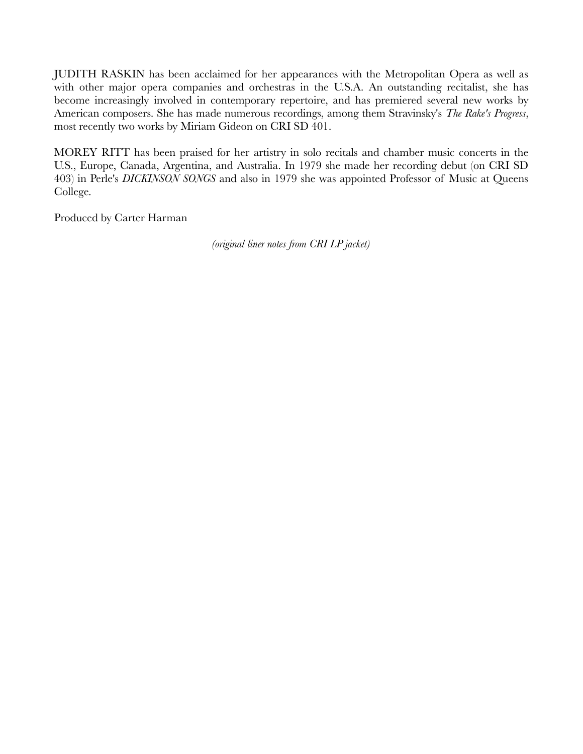JUDITH RASKIN has been acclaimed for her appearances with the Metropolitan Opera as well as with other major opera companies and orchestras in the U.S.A. An outstanding recitalist, she has become increasingly involved in contemporary repertoire, and has premiered several new works by American composers. She has made numerous recordings, among them Stravinsky's *The Rake's Progress*, most recently two works by Miriam Gideon on CRI SD 401.

MOREY RITT has been praised for her artistry in solo recitals and chamber music concerts in the U.S., Europe, Canada, Argentina, and Australia. In 1979 she made her recording debut (on CRI SD 403) in Perle's *DICKINSON SONGS* and also in 1979 she was appointed Professor of Music at Queens College.

Produced by Carter Harman

*(original liner notes from CRI LP jacket)*